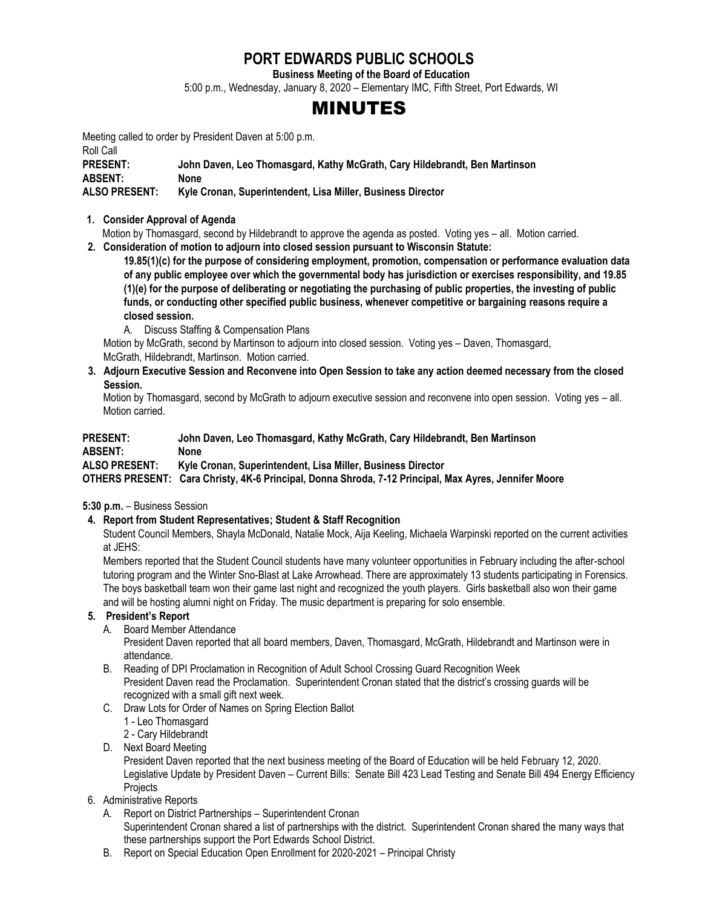# PORT EDWARDS PUBLIC SCHOOLS

**Business Meeting of the Board of Education**

5:00 p.m., Wednesday, January 8, 2020 – Elementary IMC, Fifth Street, Port Edwards, WI

# MINUTES

Meeting called to order by President Daven at 5:00 p.m.

Roll Call

**PRESENT:** **John Daven, Leo Thomasgard, Kathy McGrath, Cary Hildebrandt, Ben Martinson**
**ABSENT:** **None**
**ALSO PRESENT:** **Kyle Cronan, Superintendent, Lisa Miller, Business Director**

1. **Consider Approval of Agenda**
   Motion by Thomasgard, second by Hildebrandt to approve the agenda as posted. Voting yes – all. Motion carried.
2. **Consideration of motion to adjourn into closed session pursuant to Wisconsin Statute:**
   **19.85(1)(c) for the purpose of considering employment, promotion, compensation or performance evaluation data of any public employee over which the governmental body has jurisdiction or exercises responsibility, and 19.85 (1)(e) for the purpose of deliberating or negotiating the purchasing of public properties, the investing of public funds, or conducting other specified public business, whenever competitive or bargaining reasons require a closed session.**
   A. Discuss Staffing & Compensation Plans

   Motion by McGrath, second by Martinson to adjourn into closed session. Voting yes – Daven, Thomasgard, McGrath, Hildebrandt, Martinson. Motion carried.
3. **Adjourn Executive Session and Reconvene into Open Session to take any action deemed necessary from the closed Session.**
   Motion by Thomasgard, second by McGrath to adjourn executive session and reconvene into open session. Voting yes – all. Motion carried.

**PRESENT:** **John Daven, Leo Thomasgard, Kathy McGrath, Cary Hildebrandt, Ben Martinson**
**ABSENT:** **None**
**ALSO PRESENT:** **Kyle Cronan, Superintendent, Lisa Miller, Business Director**
**OTHERS PRESENT:** **Cara Christy, 4K-6 Principal, Donna Shroda, 7-12 Principal, Max Ayres, Jennifer Moore**

**5:30 p.m.** – Business Session

4. **Report from Student Representatives; Student & Staff Recognition**
   Student Council Members, Shayla McDonald, Natalie Mock, Aija Keeling, Michaela Warpinski reported on the current activities at JEHS:
   Members reported that the Student Council students have many volunteer opportunities in February including the after-school tutoring program and the Winter Sno-Blast at Lake Arrowhead. There are approximately 13 students participating in Forensics. The boys basketball team won their game last night and recognized the youth players. Girls basketball also won their game and will be hosting alumni night on Friday. The music department is preparing for solo ensemble.
5. **President's Report**
   A. Board Member Attendance
   President Daven reported that all board members, Daven, Thomasgard, McGrath, Hildebrandt and Martinson were in attendance.
   B. Reading of DPI Proclamation in Recognition of Adult School Crossing Guard Recognition Week
   President Daven read the Proclamation. Superintendent Cronan stated that the district's crossing guards will be recognized with a small gift next week.
   C. Draw Lots for Order of Names on Spring Election Ballot
   1 - Leo Thomasgard
   2 - Cary Hildebrandt
   D. Next Board Meeting
   President Daven reported that the next business meeting of the Board of Education will be held February 12, 2020.
   Legislative Update by President Daven – Current Bills: Senate Bill 423 Lead Testing and Senate Bill 494 Energy Efficiency Projects
6. Administrative Reports
   A. Report on District Partnerships – Superintendent Cronan
   Superintendent Cronan shared a list of partnerships with the district. Superintendent Cronan shared the many ways that these partnerships support the Port Edwards School District.
   B. Report on Special Education Open Enrollment for 2020-2021 – Principal Christy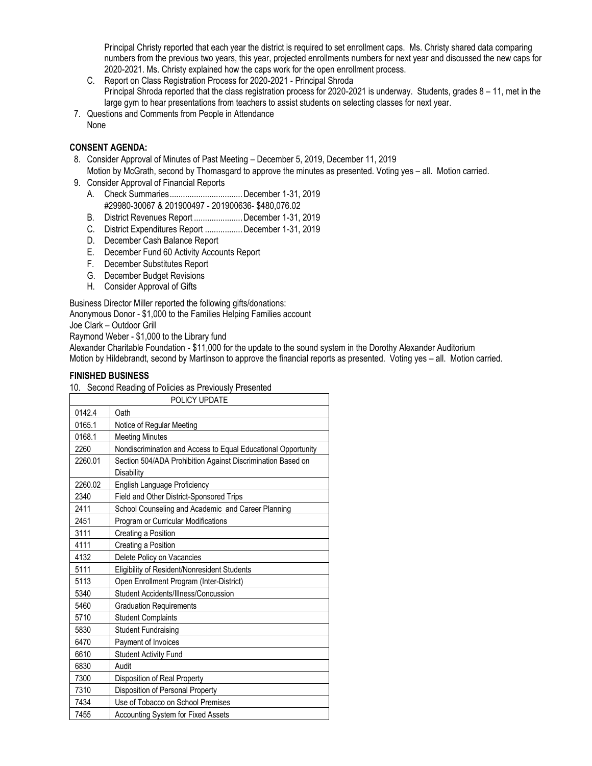Principal Christy reported that each year the district is required to set enrollment caps. Ms. Christy shared data comparing numbers from the previous two years, this year, projected enrollments numbers for next year and discussed the new caps for 2020-2021. Ms. Christy explained how the caps work for the open enrollment process.

C. Report on Class Registration Process for 2020-2021 - Principal Shroda
   Principal Shroda reported that the class registration process for 2020-2021 is underway. Students, grades 8 – 11, met in the large gym to hear presentations from teachers to assist students on selecting classes for next year.

7. Questions and Comments from People in Attendance
   None

**CONSENT AGENDA:**

8. Consider Approval of Minutes of Past Meeting – December 5, 2019, December 11, 2019
   Motion by McGrath, second by Thomasgard to approve the minutes as presented. Voting yes – all. Motion carried.
9. Consider Approval of Financial Reports
   A. Check Summaries................................December 1-31, 2019
      #29980-30067 & 201900497 - 201900636- $480,076.02
   B. District Revenues Report......................December 1-31, 2019
   C. District Expenditures Report .................December 1-31, 2019
   D. December Cash Balance Report
   E. December Fund 60 Activity Accounts Report
   F. December Substitutes Report
   G. December Budget Revisions
   H. Consider Approval of Gifts

Business Director Miller reported the following gifts/donations:
Anonymous Donor - $1,000 to the Families Helping Families account
Joe Clark – Outdoor Grill
Raymond Weber - $1,000 to the Library fund
Alexander Charitable Foundation - $11,000 for the update to the sound system in the Dorothy Alexander Auditorium
Motion by Hildebrandt, second by Martinson to approve the financial reports as presented. Voting yes – all. Motion carried.

**FINISHED BUSINESS**

10. Second Reading of Policies as Previously Presented

| POLICY UPDATE | |
|---|---|
| 0142.4 | Oath |
| 0165.1 | Notice of Regular Meeting |
| 0168.1 | Meeting Minutes |
| 2260 | Nondiscrimination and Access to Equal Educational Opportunity |
| 2260.01 | Section 504/ADA Prohibition Against Discrimination Based on Disability |
| 2260.02 | English Language Proficiency |
| 2340 | Field and Other District-Sponsored Trips |
| 2411 | School Counseling and Academic and Career Planning |
| 2451 | Program or Curricular Modifications |
| 3111 | Creating a Position |
| 4111 | Creating a Position |
| 4132 | Delete Policy on Vacancies |
| 5111 | Eligibility of Resident/Nonresident Students |
| 5113 | Open Enrollment Program (Inter-District) |
| 5340 | Student Accidents/Illness/Concussion |
| 5460 | Graduation Requirements |
| 5710 | Student Complaints |
| 5830 | Student Fundraising |
| 6470 | Payment of Invoices |
| 6610 | Student Activity Fund |
| 6830 | Audit |
| 7300 | Disposition of Real Property |
| 7310 | Disposition of Personal Property |
| 7434 | Use of Tobacco on School Premises |
| 7455 | Accounting System for Fixed Assets |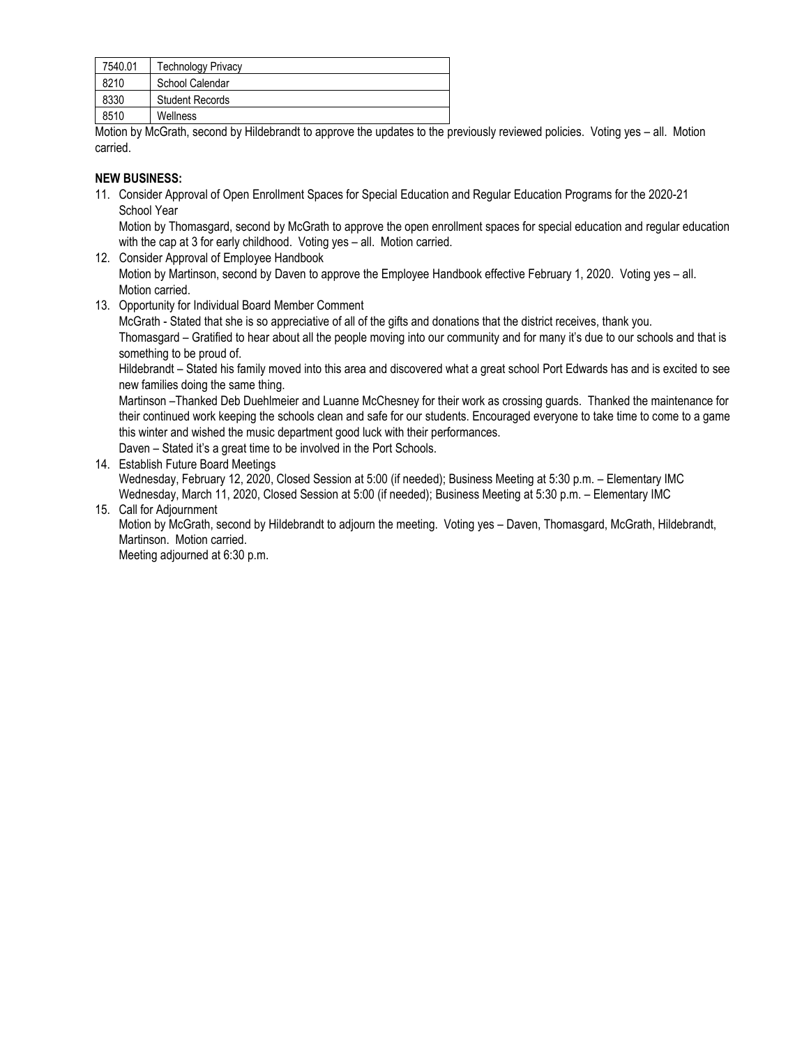| | |
|---|---|
| 7540.01 | Technology Privacy |
| 8210 | School Calendar |
| 8330 | Student Records |
| 8510 | Wellness |

Motion by McGrath, second by Hildebrandt to approve the updates to the previously reviewed policies. Voting yes – all. Motion carried.

**NEW BUSINESS:**

11. Consider Approval of Open Enrollment Spaces for Special Education and Regular Education Programs for the 2020-21 School Year
    Motion by Thomasgard, second by McGrath to approve the open enrollment spaces for special education and regular education with the cap at 3 for early childhood. Voting yes – all. Motion carried.
12. Consider Approval of Employee Handbook
    Motion by Martinson, second by Daven to approve the Employee Handbook effective February 1, 2020. Voting yes – all. Motion carried.
13. Opportunity for Individual Board Member Comment
    McGrath - Stated that she is so appreciative of all of the gifts and donations that the district receives, thank you.
    Thomasgard – Gratified to hear about all the people moving into our community and for many it's due to our schools and that is something to be proud of.
    Hildebrandt – Stated his family moved into this area and discovered what a great school Port Edwards has and is excited to see new families doing the same thing.
    Martinson –Thanked Deb Duehlmeier and Luanne McChesney for their work as crossing guards. Thanked the maintenance for their continued work keeping the schools clean and safe for our students. Encouraged everyone to take time to come to a game this winter and wished the music department good luck with their performances.
    Daven – Stated it's a great time to be involved in the Port Schools.
14. Establish Future Board Meetings
    Wednesday, February 12, 2020, Closed Session at 5:00 (if needed); Business Meeting at 5:30 p.m. – Elementary IMC
    Wednesday, March 11, 2020, Closed Session at 5:00 (if needed); Business Meeting at 5:30 p.m. – Elementary IMC
15. Call for Adjournment
    Motion by McGrath, second by Hildebrandt to adjourn the meeting. Voting yes – Daven, Thomasgard, McGrath, Hildebrandt, Martinson. Motion carried.
    Meeting adjourned at 6:30 p.m.